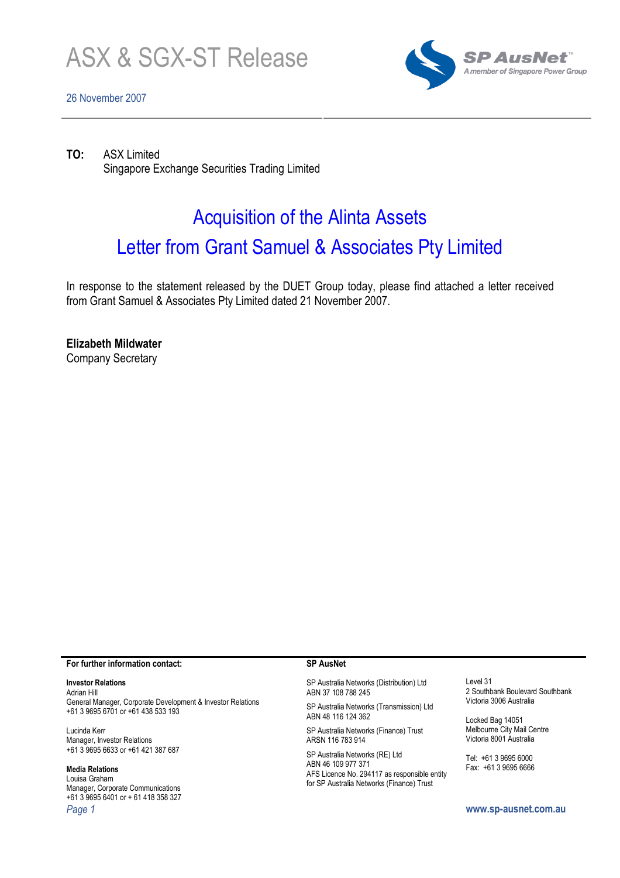# ASX & SGX-ST Release

26 November 2007

SP AusNet™
A member of Singapore Power Group

**TO:** ASX Limited
Singapore Exchange Securities Trading Limited

## Acquisition of the Alinta Assets
## Letter from Grant Samuel & Associates Pty Limited

In response to the statement released by the DUET Group today, please find attached a letter received from Grant Samuel & Associates Pty Limited dated 21 November 2007.

**Elizabeth Mildwater**
Company Secretary

**For further information contact:**

**Investor Relations**
Adrian Hill
General Manager, Corporate Development & Investor Relations
+61 3 9695 6701 or +61 438 533 193

Lucinda Kerr
Manager, Investor Relations
+61 3 9695 6633 or +61 421 387 687

**Media Relations**
Louisa Graham
Manager, Corporate Communications
+61 3 9695 6401 or + 61 418 358 327

**SP AusNet**

SP Australia Networks (Distribution) Ltd
ABN 37 108 788 245

SP Australia Networks (Transmission) Ltd
ABN 48 116 124 362

SP Australia Networks (Finance) Trust
ARSN 116 783 914

SP Australia Networks (RE) Ltd
ABN 46 109 977 371
AFS Licence No. 294117 as responsible entity for SP Australia Networks (Finance) Trust

Level 31
2 Southbank Boulevard Southbank
Victoria 3006 Australia

Locked Bag 14051
Melbourne City Mail Centre
Victoria 8001 Australia

Tel: +61 3 9695 6000
Fax: +61 3 9695 6666

www.sp-ausnet.com.au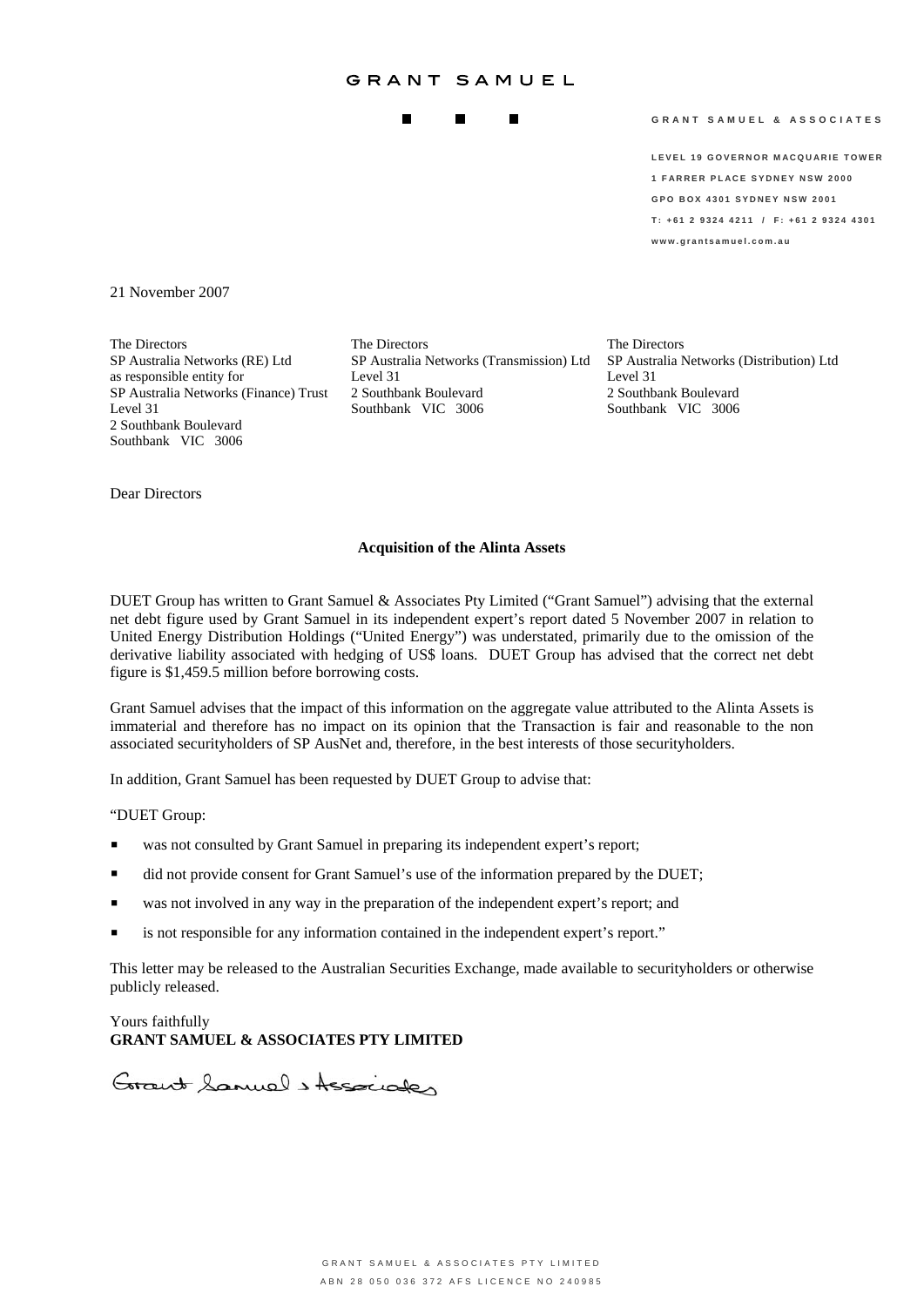GRANT SAMUEL

GRANT SAMUEL & ASSOCIATES

LEVEL 19 GOVERNOR MACQUARIE TOWER
1 FARRER PLACE SYDNEY NSW 2000
GPO BOX 4301 SYDNEY NSW 2001
T: +61 2 9324 4211 / F: +61 2 9324 4301
www.grantsamuel.com.au

21 November 2007

The Directors
SP Australia Networks (RE) Ltd
as responsible entity for
SP Australia Networks (Finance) Trust
Level 31
2 Southbank Boulevard
Southbank VIC 3006

The Directors
SP Australia Networks (Transmission) Ltd
Level 31
2 Southbank Boulevard
Southbank VIC 3006

The Directors
SP Australia Networks (Distribution) Ltd
Level 31
2 Southbank Boulevard
Southbank VIC 3006

Dear Directors

**Acquisition of the Alinta Assets**

DUET Group has written to Grant Samuel & Associates Pty Limited ("Grant Samuel") advising that the external net debt figure used by Grant Samuel in its independent expert's report dated 5 November 2007 in relation to United Energy Distribution Holdings ("United Energy") was understated, primarily due to the omission of the derivative liability associated with hedging of US$ loans. DUET Group has advised that the correct net debt figure is $1,459.5 million before borrowing costs.

Grant Samuel advises that the impact of this information on the aggregate value attributed to the Alinta Assets is immaterial and therefore has no impact on its opinion that the Transaction is fair and reasonable to the non associated securityholders of SP AusNet and, therefore, in the best interests of those securityholders.

In addition, Grant Samuel has been requested by DUET Group to advise that:

"DUET Group:

- was not consulted by Grant Samuel in preparing its independent expert's report;
- did not provide consent for Grant Samuel's use of the information prepared by the DUET;
- was not involved in any way in the preparation of the independent expert's report; and
- is not responsible for any information contained in the independent expert's report."

This letter may be released to the Australian Securities Exchange, made available to securityholders or otherwise publicly released.

Yours faithfully
**GRANT SAMUEL & ASSOCIATES PTY LIMITED**

Grant Samuel & Associates

GRANT SAMUEL & ASSOCIATES PTY LIMITED
ABN 28 050 036 372 AFS LICENCE NO 240985